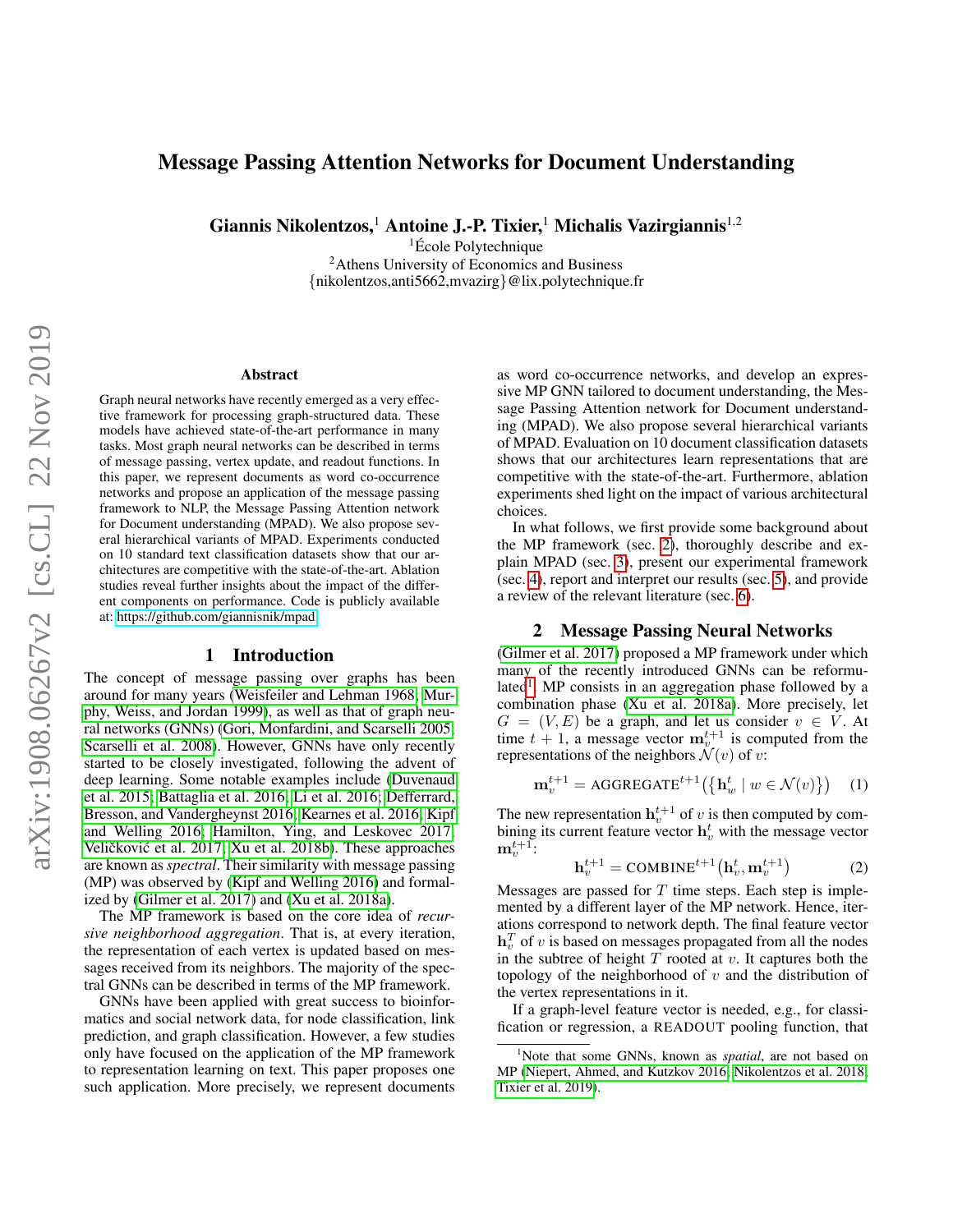# Message Passing Attention Networks for Document Understanding

**Giannis Nikolentzos,[1] Antoine J.-P. Tixier,[1] Michalis Vazirgiannis[1,2]**

[1]École Polytechnique

[2]Athens University of Economics and Business

{nikolentzos,anti5662,mvazirg}@lix.polytechnique.fr

## Abstract

Graph neural networks have recently emerged as a very effective framework for processing graph-structured data. These models have achieved state-of-the-art performance in many tasks. Most graph neural networks can be described in terms of message passing, vertex update, and readout functions. In this paper, we represent documents as word co-occurrence networks and propose an application of the message passing framework to NLP, the Message Passing Attention network for Document understanding (MPAD). We also propose several hierarchical variants of MPAD. Experiments conducted on 10 standard text classification datasets show that our architectures are competitive with the state-of-the-art. Ablation studies reveal further insights about the impact of the different components on performance. Code is publicly available at: https://github.com/giannisnik/mpad

## 1 Introduction

The concept of message passing over graphs has been around for many years (Weisfeiler and Lehman 1968; Murphy, Weiss, and Jordan 1999), as well as that of graph neural networks (GNNs) (Gori, Monfardini, and Scarselli 2005; Scarselli et al. 2008). However, GNNs have only recently started to be closely investigated, following the advent of deep learning. Some notable examples include (Duvenaud et al. 2015; Battaglia et al. 2016; Li et al. 2016; Defferrard, Bresson, and Vandergheynst 2016; Kearnes et al. 2016; Kipf and Welling 2016; Hamilton, Ying, and Leskovec 2017; Veličković et al. 2017; Xu et al. 2018b). These approaches are known as *spectral*. Their similarity with message passing (MP) was observed by (Kipf and Welling 2016) and formalized by (Gilmer et al. 2017) and (Xu et al. 2018a).

The MP framework is based on the core idea of *recursive neighborhood aggregation*. That is, at every iteration, the representation of each vertex is updated based on messages received from its neighbors. The majority of the spectral GNNs can be described in terms of the MP framework.

GNNs have been applied with great success to bioinformatics and social network data, for node classification, link prediction, and graph classification. However, a few studies only have focused on the application of the MP framework to representation learning on text. This paper proposes one such application. More precisely, we represent documents as word co-occurrence networks, and develop an expressive MP GNN tailored to document understanding, the Message Passing Attention network for Document understanding (MPAD). We also propose several hierarchical variants of MPAD. Evaluation on 10 document classification datasets shows that our architectures learn representations that are competitive with the state-of-the-art. Furthermore, ablation experiments shed light on the impact of various architectural choices.

In what follows, we first provide some background about the MP framework (sec. 2), thoroughly describe and explain MPAD (sec. 3), present our experimental framework (sec. 4), report and interpret our results (sec. 5), and provide a review of the relevant literature (sec. 6).

## 2 Message Passing Neural Networks

(Gilmer et al. 2017) proposed a MP framework under which many of the recently introduced GNNs can be reformulated[1]. MP consists in an aggregation phase followed by a combination phase (Xu et al. 2018a). More precisely, let $G = (V, E)$ be a graph, and let us consider $v \in V$. At time $t+1$, a message vector $\mathbf{m}_v^{t+1}$ is computed from the representations of the neighbors $\mathcal{N}(v)$ of $v$:

$$\mathbf{m}_v^{t+1} = \text{AGGREGATE}^{t+1}\big(\{\mathbf{h}_w^t \mid w \in \mathcal{N}(v)\}\big) \quad (1)$$

The new representation $\mathbf{h}_v^{t+1}$ of $v$ is then computed by combining its current feature vector $\mathbf{h}_v^t$ with the message vector $\mathbf{m}_v^{t+1}$:

$$\mathbf{h}_v^{t+1} = \text{COMBINE}^{t+1}\big(\mathbf{h}_v^t, \mathbf{m}_v^{t+1}\big) \quad (2)$$

Messages are passed for $T$ time steps. Each step is implemented by a different layer of the MP network. Hence, iterations correspond to network depth. The final feature vector $\mathbf{h}_v^T$ of $v$ is based on messages propagated from all the nodes in the subtree of height $T$ rooted at $v$. It captures both the topology of the neighborhood of $v$ and the distribution of the vertex representations in it.

If a graph-level feature vector is needed, e.g., for classification or regression, a READOUT pooling function, that

[1]Note that some GNNs, known as *spatial*, are not based on MP (Niepert, Ahmed, and Kutzkov 2016; Nikolentzos et al. 2018; Tixier et al. 2019).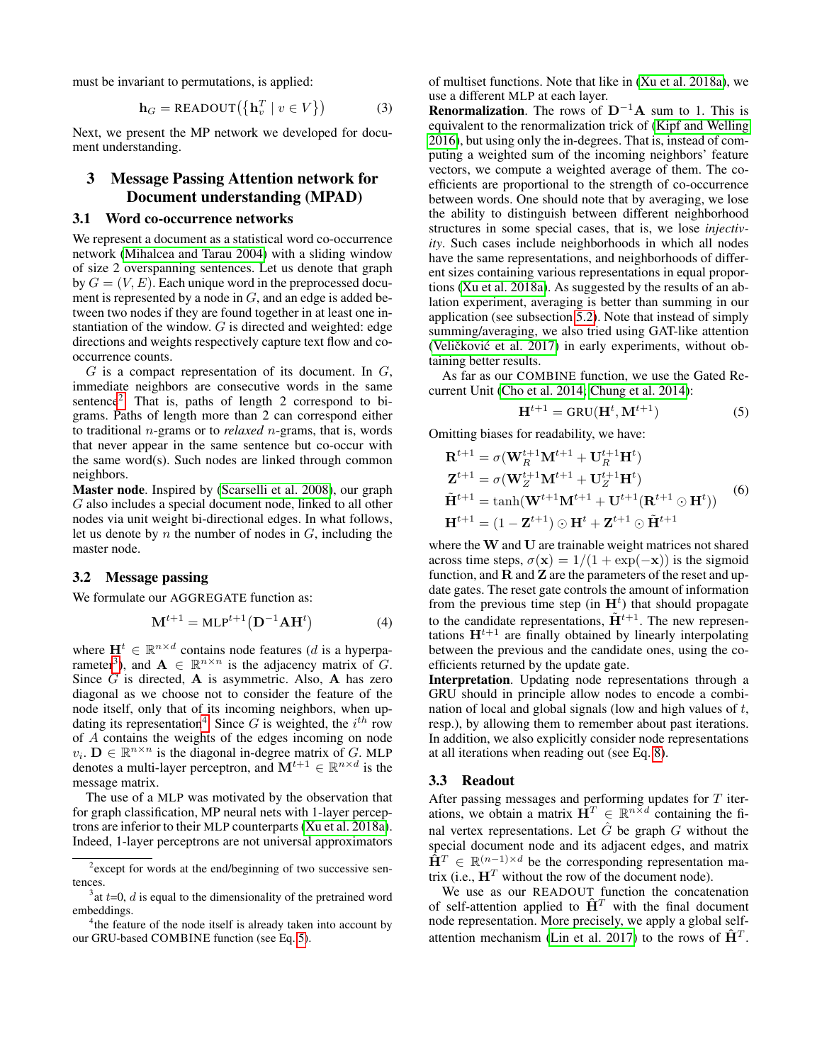must be invariant to permutations, is applied:

$$\mathbf{h}_G = \text{READOUT}\big(\{\mathbf{h}_v^T \mid v \in V\}\big) \tag{3}$$

Next, we present the MP network we developed for document understanding.

## 3 Message Passing Attention network for Document understanding (MPAD)

### 3.1 Word co-occurrence networks

We represent a document as a statistical word co-occurrence network (Mihalcea and Tarau 2004) with a sliding window of size 2 overspanning sentences. Let us denote that graph by $G = (V, E)$. Each unique word in the preprocessed document is represented by a node in $G$, and an edge is added between two nodes if they are found together in at least one instantiation of the window. $G$ is directed and weighted: edge directions and weights respectively capture text flow and co-occurrence counts.

$G$ is a compact representation of its document. In $G$, immediate neighbors are consecutive words in the same sentence[2]. That is, paths of length 2 correspond to bigrams. Paths of length more than 2 can correspond either to traditional $n$-grams or to *relaxed* $n$-grams, that is, words that never appear in the same sentence but co-occur with the same word(s). Such nodes are linked through common neighbors.

**Master node**. Inspired by (Scarselli et al. 2008), our graph $G$ also includes a special document node, linked to all other nodes via unit weight bi-directional edges. In what follows, let us denote by $n$ the number of nodes in $G$, including the master node.

### 3.2 Message passing

We formulate our AGGREGATE function as:

$$\mathbf{M}^{t+1} = \text{MLP}^{t+1}\big(\mathbf{D}^{-1}\mathbf{A}\mathbf{H}^t\big) \tag{4}$$

where $\mathbf{H}^t \in \mathbb{R}^{n \times d}$ contains node features ($d$ is a hyperparameter[3]), and $\mathbf{A} \in \mathbb{R}^{n \times n}$ is the adjacency matrix of $G$. Since $G$ is directed, $\mathbf{A}$ is asymmetric. Also, $\mathbf{A}$ has zero diagonal as we choose not to consider the feature of the node itself, only that of its incoming neighbors, when updating its representation[4]. Since $G$ is weighted, the $i^{th}$ row of $A$ contains the weights of the edges incoming on node $v_i$. $\mathbf{D} \in \mathbb{R}^{n \times n}$ is the diagonal in-degree matrix of $G$. MLP denotes a multi-layer perceptron, and $\mathbf{M}^{t+1} \in \mathbb{R}^{n \times d}$ is the message matrix.

The use of a MLP was motivated by the observation that for graph classification, MP neural nets with 1-layer perceptrons are inferior to their MLP counterparts (Xu et al. 2018a). Indeed, 1-layer perceptrons are not universal approximators of multiset functions. Note that like in (Xu et al. 2018a), we use a different MLP at each layer.

**Renormalization**. The rows of $\mathbf{D}^{-1}\mathbf{A}$ sum to 1. This is equivalent to the renormalization trick of (Kipf and Welling 2016), but using only the in-degrees. That is, instead of computing a weighted sum of the incoming neighbors' feature vectors, we compute a weighted average of them. The coefficients are proportional to the strength of co-occurrence between words. One should note that by averaging, we lose the ability to distinguish between different neighborhood structures in some special cases, that is, we lose *injectivity*. Such cases include neighborhoods in which all nodes have the same representations, and neighborhoods of different sizes containing various representations in equal proportions (Xu et al. 2018a). As suggested by the results of an ablation experiment, averaging is better than summing in our application (see subsection 5.2). Note that instead of simply summing/averaging, we also tried using GAT-like attention (Veličković et al. 2017) in early experiments, without obtaining better results.

As far as our COMBINE function, we use the Gated Recurrent Unit (Cho et al. 2014; Chung et al. 2014):

$$\mathbf{H}^{t+1} = \text{GRU}(\mathbf{H}^t, \mathbf{M}^{t+1}) \tag{5}$$

Omitting biases for readability, we have:

$$\begin{aligned}
\mathbf{R}^{t+1} &= \sigma(\mathbf{W}_R^{t+1}\mathbf{M}^{t+1} + \mathbf{U}_R^{t+1}\mathbf{H}^t) \\
\mathbf{Z}^{t+1} &= \sigma(\mathbf{W}_Z^{t+1}\mathbf{M}^{t+1} + \mathbf{U}_Z^{t+1}\mathbf{H}^t) \\
\tilde{\mathbf{H}}^{t+1} &= \tanh(\mathbf{W}^{t+1}\mathbf{M}^{t+1} + \mathbf{U}^{t+1}(\mathbf{R}^{t+1} \odot \mathbf{H}^t)) \\
\mathbf{H}^{t+1} &= (1 - \mathbf{Z}^{t+1}) \odot \mathbf{H}^t + \mathbf{Z}^{t+1} \odot \tilde{\mathbf{H}}^{t+1}
\end{aligned} \tag{6}$$

where the $\mathbf{W}$ and $\mathbf{U}$ are trainable weight matrices not shared across time steps, $\sigma(\mathbf{x}) = 1/(1 + \exp(-\mathbf{x}))$ is the sigmoid function, and $\mathbf{R}$ and $\mathbf{Z}$ are the parameters of the reset and update gates. The reset gate controls the amount of information from the previous time step (in $\mathbf{H}^t$) that should propagate to the candidate representations, $\tilde{\mathbf{H}}^{t+1}$. The new representations $\mathbf{H}^{t+1}$ are finally obtained by linearly interpolating between the previous and the candidate ones, using the coefficients returned by the update gate.

**Interpretation**. Updating node representations through a GRU should in principle allow nodes to encode a combination of local and global signals (low and high values of $t$, resp.), by allowing them to remember about past iterations. In addition, we also explicitly consider node representations at all iterations when reading out (see Eq. 8).

### 3.3 Readout

After passing messages and performing updates for $T$ iterations, we obtain a matrix $\mathbf{H}^T \in \mathbb{R}^{n \times d}$ containing the final vertex representations. Let $\hat{G}$ be graph $G$ without the special document node and its adjacent edges, and matrix $\hat{\mathbf{H}}^T \in \mathbb{R}^{(n-1) \times d}$ be the corresponding representation matrix (i.e., $\mathbf{H}^T$ without the row of the document node).

We use as our READOUT function the concatenation of self-attention applied to $\hat{\mathbf{H}}^T$ with the final document node representation. More precisely, we apply a global self-attention mechanism (Lin et al. 2017) to the rows of $\hat{\mathbf{H}}^T$.

[2] except for words at the end/beginning of two successive sentences.

[3] at $t$=0, $d$ is equal to the dimensionality of the pretrained word embeddings.

[4] the feature of the node itself is already taken into account by our GRU-based COMBINE function (see Eq. 5).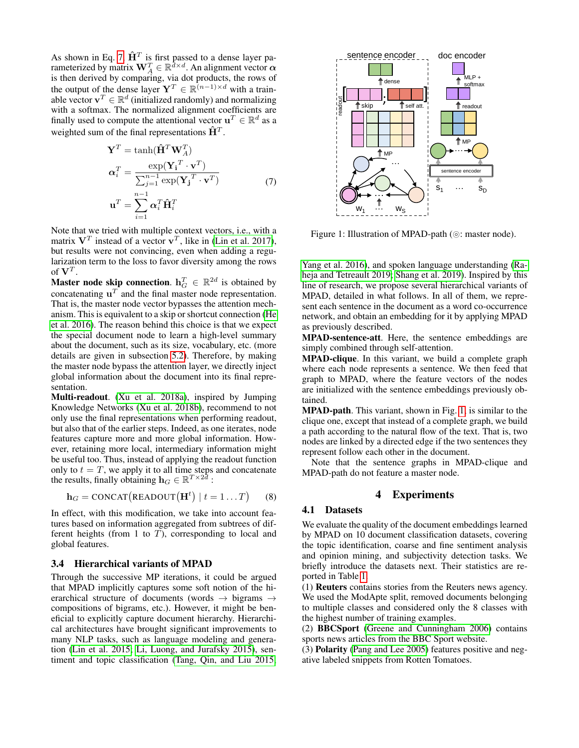As shown in Eq. 7, $\hat{\mathbf{H}}^T$ is first passed to a dense layer parameterized by matrix $\mathbf{W}_A^T \in \mathbb{R}^{d \times d}$. An alignment vector $\boldsymbol{\alpha}$ is then derived by comparing, via dot products, the rows of the output of the dense layer $\mathbf{Y}^T \in \mathbb{R}^{(n-1)\times d}$ with a trainable vector $\mathbf{v}^T \in \mathbb{R}^d$ (initialized randomly) and normalizing with a softmax. The normalized alignment coefficients are finally used to compute the attentional vector $\mathbf{u}^T \in \mathbb{R}^d$ as a weighted sum of the final representations $\hat{\mathbf{H}}^T$.

$$
\begin{aligned}
\mathbf{Y}^T &= \tanh(\hat{\mathbf{H}}^T \mathbf{W}_A^T) \\
\boldsymbol{\alpha}_i^T &= \frac{\exp(\mathbf{Y_i}^T \cdot \mathbf{v}^T)}{\sum_{j=1}^{n-1} \exp(\mathbf{Y_j}^T \cdot \mathbf{v}^T)} \\
\mathbf{u}^T &= \sum_{i=1}^{n-1} \boldsymbol{\alpha}_i^T \hat{\mathbf{H}}_i^T
\end{aligned}
\tag{7}
$$

Note that we tried with multiple context vectors, i.e., with a matrix $\mathbf{V}^T$ instead of a vector $\mathbf{v}^T$, like in (Lin et al. 2017), but results were not convincing, even when adding a regularization term to the loss to favor diversity among the rows of $\mathbf{V}^T$.

**Master node skip connection**. $\mathbf{h}_G^T \in \mathbb{R}^{2d}$ is obtained by concatenating $\mathbf{u}^T$ and the final master node representation. That is, the master node vector bypasses the attention mechanism. This is equivalent to a skip or shortcut connection (He et al. 2016). The reason behind this choice is that we expect the special document node to learn a high-level summary about the document, such as its size, vocabulary, etc. (more details are given in subsection 5.2). Therefore, by making the master node bypass the attention layer, we directly inject global information about the document into its final representation.

**Multi-readout**. (Xu et al. 2018a), inspired by Jumping Knowledge Networks (Xu et al. 2018b), recommend to not only use the final representations when performing readout, but also that of the earlier steps. Indeed, as one iterates, node features capture more and more global information. However, retaining more local, intermediary information might be useful too. Thus, instead of applying the readout function only to $t = T$, we apply it to all time steps and concatenate the results, finally obtaining $\mathbf{h}_G \in \mathbb{R}^{T \times 2d}$ :

$$
\mathbf{h}_G = \text{CONCAT}\big(\text{READOUT}\big(\mathbf{H}^t\big) \mid t = 1 \dots T\big) \tag{8}
$$

In effect, with this modification, we take into account features based on information aggregated from subtrees of different heights (from 1 to $T$), corresponding to local and global features.

### 3.4 Hierarchical variants of MPAD

Through the successive MP iterations, it could be argued that MPAD implicitly captures some soft notion of the hierarchical structure of documents (words → bigrams → compositions of bigrams, etc.). However, it might be beneficial to explicitly capture document hierarchy. Hierarchical architectures have brought significant improvements to many NLP tasks, such as language modeling and generation (Lin et al. 2015; Li, Luong, and Jurafsky 2015), sentiment and topic classification (Tang, Qin, and Liu 2015; Yang et al. 2016), and spoken language understanding (Raheja and Tetreault 2019; Shang et al. 2019). Inspired by this line of research, we propose several hierarchical variants of MPAD, detailed in what follows. In all of them, we represent each sentence in the document as a word co-occurrence network, and obtain an embedding for it by applying MPAD as previously described.

**MPAD-sentence-att**. Here, the sentence embeddings are simply combined through self-attention.

**MPAD-clique**. In this variant, we build a complete graph where each node represents a sentence. We then feed that graph to MPAD, where the feature vectors of the nodes are initialized with the sentence embeddings previously obtained.

Figure 1: Illustration of MPAD-path (◎: master node).

**MPAD-path**. This variant, shown in Fig. 1, is similar to the clique one, except that instead of a complete graph, we build a path according to the natural flow of the text. That is, two nodes are linked by a directed edge if the two sentences they represent follow each other in the document.

Note that the sentence graphs in MPAD-clique and MPAD-path do not feature a master node.

## 4 Experiments

### 4.1 Datasets

We evaluate the quality of the document embeddings learned by MPAD on 10 document classification datasets, covering the topic identification, coarse and fine sentiment analysis and opinion mining, and subjectivity detection tasks. We briefly introduce the datasets next. Their statistics are reported in Table 1.

(1) **Reuters** contains stories from the Reuters news agency. We used the ModApte split, removed documents belonging to multiple classes and considered only the 8 classes with the highest number of training examples.

(2) **BBCSport** (Greene and Cunningham 2006) contains sports news articles from the BBC Sport website.

(3) **Polarity** (Pang and Lee 2005) features positive and negative labeled snippets from Rotten Tomatoes.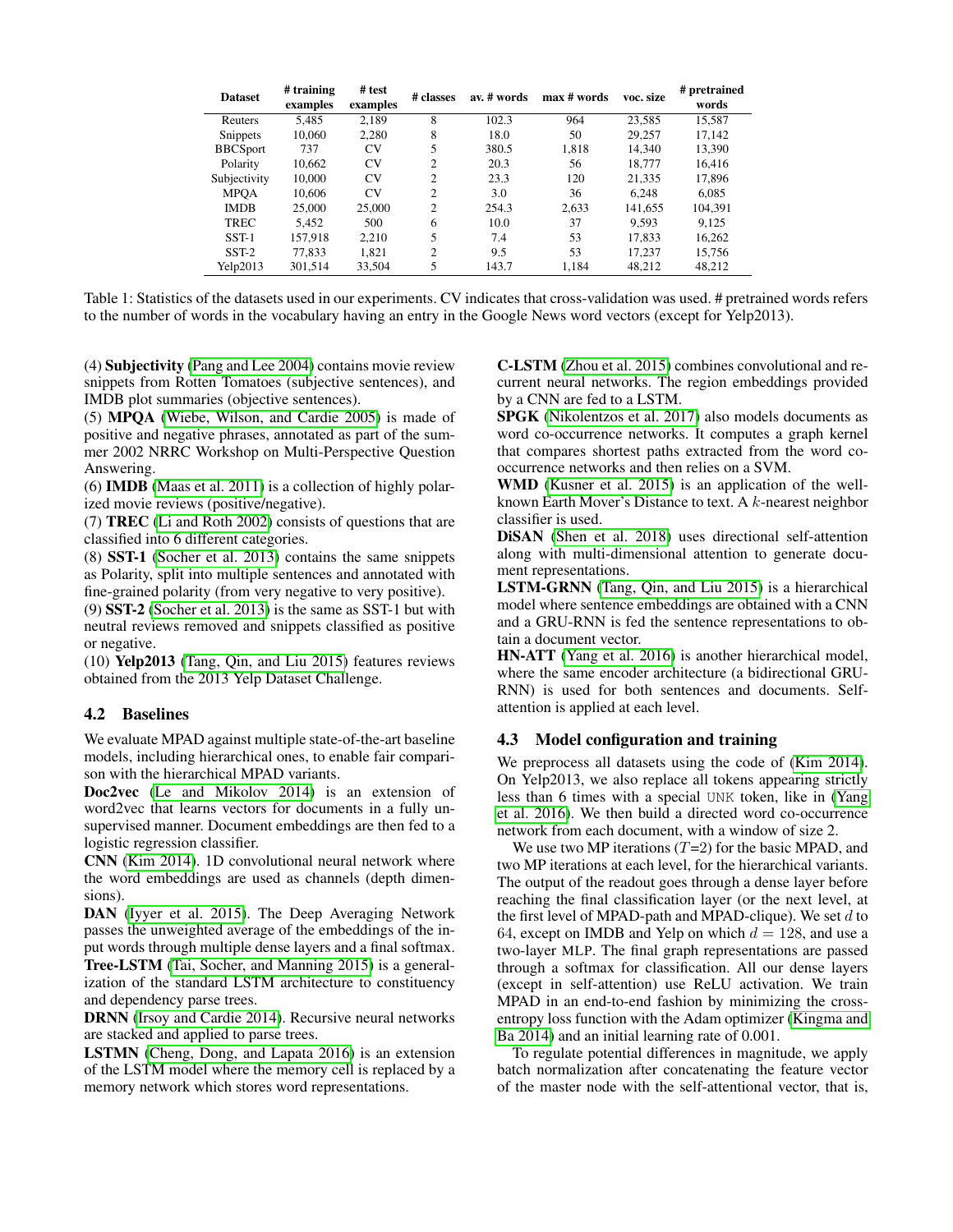| Dataset | # training examples | # test examples | # classes | av. # words | max # words | voc. size | # pretrained words |
|---|---|---|---|---|---|---|---|
| Reuters | 5,485 | 2,189 | 8 | 102.3 | 964 | 23,585 | 15,587 |
| Snippets | 10,060 | 2,280 | 8 | 18.0 | 50 | 29,257 | 17,142 |
| BBCSport | 737 | CV | 5 | 380.5 | 1,818 | 14,340 | 13,390 |
| Polarity | 10,662 | CV | 2 | 20.3 | 56 | 18,777 | 16,416 |
| Subjectivity | 10,000 | CV | 2 | 23.3 | 120 | 21,335 | 17,896 |
| MPQA | 10,606 | CV | 2 | 3.0 | 36 | 6,248 | 6,085 |
| IMDB | 25,000 | 25,000 | 2 | 254.3 | 2,633 | 141,655 | 104,391 |
| TREC | 5,452 | 500 | 6 | 10.0 | 37 | 9,593 | 9,125 |
| SST-1 | 157,918 | 2,210 | 5 | 7.4 | 53 | 17,833 | 16,262 |
| SST-2 | 77,833 | 1,821 | 2 | 9.5 | 53 | 17,237 | 15,756 |
| Yelp2013 | 301,514 | 33,504 | 5 | 143.7 | 1,184 | 48,212 | 48,212 |

Table 1: Statistics of the datasets used in our experiments. CV indicates that cross-validation was used. # pretrained words refers to the number of words in the vocabulary having an entry in the Google News word vectors (except for Yelp2013).

(4) **Subjectivity** (Pang and Lee 2004) contains movie review snippets from Rotten Tomatoes (subjective sentences), and IMDB plot summaries (objective sentences).

(5) **MPQA** (Wiebe, Wilson, and Cardie 2005) is made of positive and negative phrases, annotated as part of the summer 2002 NRRC Workshop on Multi-Perspective Question Answering.

(6) **IMDB** (Maas et al. 2011) is a collection of highly polarized movie reviews (positive/negative).

(7) **TREC** (Li and Roth 2002) consists of questions that are classified into 6 different categories.

(8) **SST-1** (Socher et al. 2013) contains the same snippets as Polarity, split into multiple sentences and annotated with fine-grained polarity (from very negative to very positive).

(9) **SST-2** (Socher et al. 2013) is the same as SST-1 but with neutral reviews removed and snippets classified as positive or negative.

(10) **Yelp2013** (Tang, Qin, and Liu 2015) features reviews obtained from the 2013 Yelp Dataset Challenge.

## 4.2 Baselines

We evaluate MPAD against multiple state-of-the-art baseline models, including hierarchical ones, to enable fair comparison with the hierarchical MPAD variants.

**Doc2vec** (Le and Mikolov 2014) is an extension of word2vec that learns vectors for documents in a fully unsupervised manner. Document embeddings are then fed to a logistic regression classifier.

**CNN** (Kim 2014). 1D convolutional neural network where the word embeddings are used as channels (depth dimensions).

**DAN** (Iyyer et al. 2015). The Deep Averaging Network passes the unweighted average of the embeddings of the input words through multiple dense layers and a final softmax.

**Tree-LSTM** (Tai, Socher, and Manning 2015) is a generalization of the standard LSTM architecture to constituency and dependency parse trees.

**DRNN** (Irsoy and Cardie 2014). Recursive neural networks are stacked and applied to parse trees.

**LSTMN** (Cheng, Dong, and Lapata 2016) is an extension of the LSTM model where the memory cell is replaced by a memory network which stores word representations.

**C-LSTM** (Zhou et al. 2015) combines convolutional and recurrent neural networks. The region embeddings provided by a CNN are fed to a LSTM.

**SPGK** (Nikolentzos et al. 2017) also models documents as word co-occurrence networks. It computes a graph kernel that compares shortest paths extracted from the word co-occurrence networks and then relies on a SVM.

**WMD** (Kusner et al. 2015) is an application of the well-known Earth Mover's Distance to text. A $k$-nearest neighbor classifier is used.

**DiSAN** (Shen et al. 2018) uses directional self-attention along with multi-dimensional attention to generate document representations.

**LSTM-GRNN** (Tang, Qin, and Liu 2015) is a hierarchical model where sentence embeddings are obtained with a CNN and a GRU-RNN is fed the sentence representations to obtain a document vector.

**HN-ATT** (Yang et al. 2016) is another hierarchical model, where the same encoder architecture (a bidirectional GRU-RNN) is used for both sentences and documents. Self-attention is applied at each level.

## 4.3 Model configuration and training

We preprocess all datasets using the code of (Kim 2014). On Yelp2013, we also replace all tokens appearing strictly less than 6 times with a special UNK token, like in (Yang et al. 2016). We then build a directed word co-occurrence network from each document, with a window of size 2.

We use two MP iterations ($T$=2) for the basic MPAD, and two MP iterations at each level, for the hierarchical variants. The output of the readout goes through a dense layer before reaching the final classification layer (or the next level, at the first level of MPAD-path and MPAD-clique). We set $d$ to 64, except on IMDB and Yelp on which $d = 128$, and use a two-layer MLP. The final graph representations are passed through a softmax for classification. All our dense layers (except in self-attention) use ReLU activation. We train MPAD in an end-to-end fashion by minimizing the cross-entropy loss function with the Adam optimizer (Kingma and Ba 2014) and an initial learning rate of 0.001.

To regulate potential differences in magnitude, we apply batch normalization after concatenating the feature vector of the master node with the self-attentional vector, that is,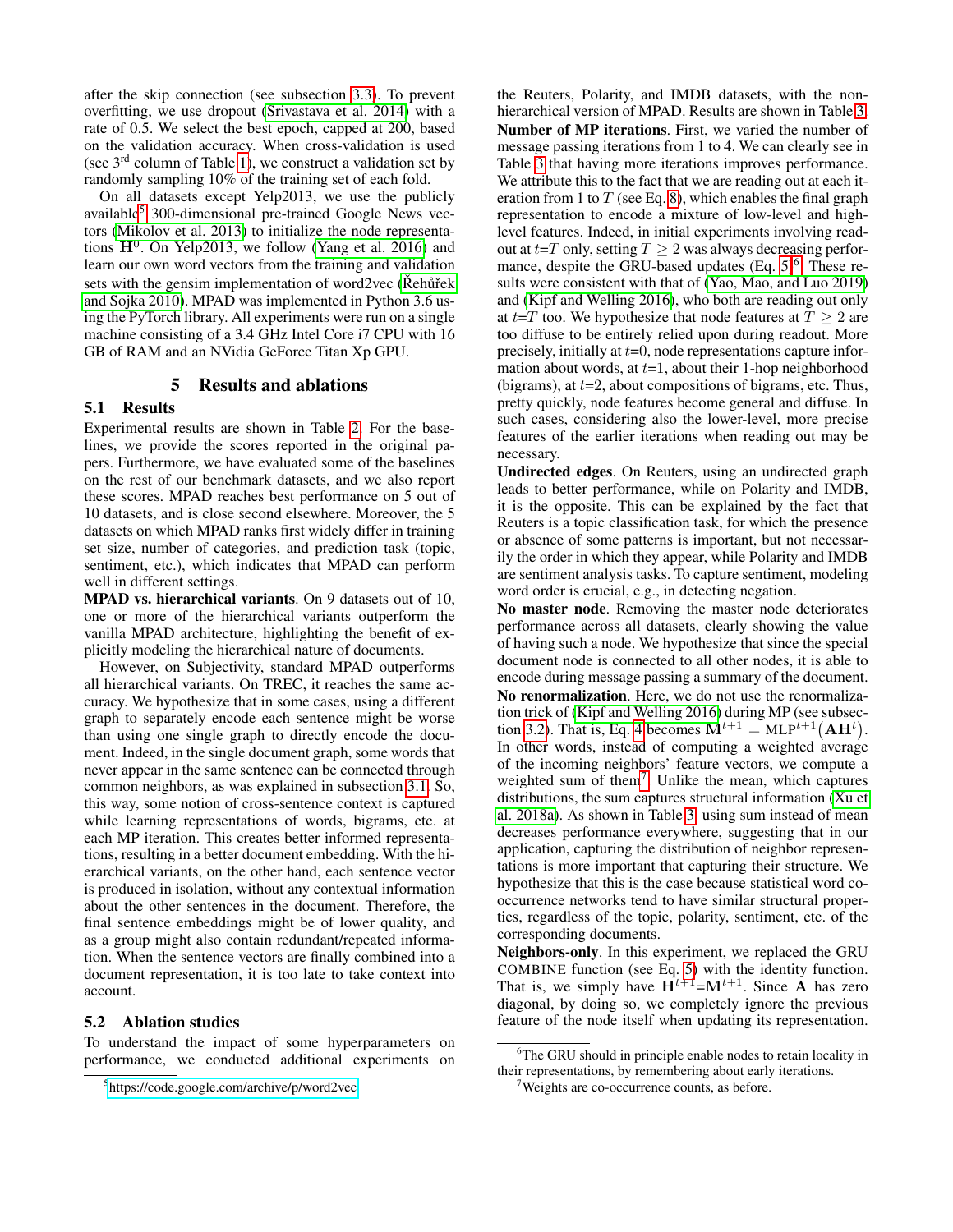after the skip connection (see subsection 3.3). To prevent overfitting, we use dropout (Srivastava et al. 2014) with a rate of 0.5. We select the best epoch, capped at 200, based on the validation accuracy. When cross-validation is used (see 3rd column of Table 1), we construct a validation set by randomly sampling 10% of the training set of each fold.

On all datasets except Yelp2013, we use the publicly available[5] 300-dimensional pre-trained Google News vectors (Mikolov et al. 2013) to initialize the node representations $\mathbf{H}^0$. On Yelp2013, we follow (Yang et al. 2016) and learn our own word vectors from the training and validation sets with the gensim implementation of word2vec (Řehůřek and Sojka 2010). MPAD was implemented in Python 3.6 using the PyTorch library. All experiments were run on a single machine consisting of a 3.4 GHz Intel Core i7 CPU with 16 GB of RAM and an NVidia GeForce Titan Xp GPU.

## 5 Results and ablations

### 5.1 Results

Experimental results are shown in Table 2. For the baselines, we provide the scores reported in the original papers. Furthermore, we have evaluated some of the baselines on the rest of our benchmark datasets, and we also report these scores. MPAD reaches best performance on 5 out of 10 datasets, and is close second elsewhere. Moreover, the 5 datasets on which MPAD ranks first widely differ in training set size, number of categories, and prediction task (topic, sentiment, etc.), which indicates that MPAD can perform well in different settings.

**MPAD vs. hierarchical variants**. On 9 datasets out of 10, one or more of the hierarchical variants outperform the vanilla MPAD architecture, highlighting the benefit of explicitly modeling the hierarchical nature of documents.

However, on Subjectivity, standard MPAD outperforms all hierarchical variants. On TREC, it reaches the same accuracy. We hypothesize that in some cases, using a different graph to separately encode each sentence might be worse than using one single graph to directly encode the document. Indeed, in the single document graph, some words that never appear in the same sentence can be connected through common neighbors, as was explained in subsection 3.1. So, this way, some notion of cross-sentence context is captured while learning representations of words, bigrams, etc. at each MP iteration. This creates better informed representations, resulting in a better document embedding. With the hierarchical variants, on the other hand, each sentence vector is produced in isolation, without any contextual information about the other sentences in the document. Therefore, the final sentence embeddings might be of lower quality, and as a group might also contain redundant/repeated information. When the sentence vectors are finally combined into a document representation, it is too late to take context into account.

### 5.2 Ablation studies

To understand the impact of some hyperparameters on performance, we conducted additional experiments on the Reuters, Polarity, and IMDB datasets, with the non-hierarchical version of MPAD. Results are shown in Table 3.

**Number of MP iterations**. First, we varied the number of message passing iterations from 1 to 4. We can clearly see in Table 3 that having more iterations improves performance. We attribute this to the fact that we are reading out at each iteration from 1 to $T$ (see Eq. 8), which enables the final graph representation to encode a mixture of low-level and high-level features. Indeed, in initial experiments involving readout at $t$=$T$ only, setting $T \geq 2$ was always decreasing performance, despite the GRU-based updates (Eq. 5)[6]. These results were consistent with that of (Yao, Mao, and Luo 2019) and (Kipf and Welling 2016), who both are reading out only at $t$=$T$ too. We hypothesize that node features at $T \geq 2$ are too diffuse to be entirely relied upon during readout. More precisely, initially at $t$=0, node representations capture information about words, at $t$=1, about their 1-hop neighborhood (bigrams), at $t$=2, about compositions of bigrams, etc. Thus, pretty quickly, node features become general and diffuse. In such cases, considering also the lower-level, more precise features of the earlier iterations when reading out may be necessary.

**Undirected edges**. On Reuters, using an undirected graph leads to better performance, while on Polarity and IMDB, it is the opposite. This can be explained by the fact that Reuters is a topic classification task, for which the presence or absence of some patterns is important, but not necessarily the order in which they appear, while Polarity and IMDB are sentiment analysis tasks. To capture sentiment, modeling word order is crucial, e.g., in detecting negation.

**No master node**. Removing the master node deteriorates performance across all datasets, clearly showing the value of having such a node. We hypothesize that since the special document node is connected to all other nodes, it is able to encode during message passing a summary of the document.

**No renormalization**. Here, we do not use the renormalization trick of (Kipf and Welling 2016) during MP (see subsection 3.2). That is, Eq. 4 becomes $\mathbf{M}^{t+1} = \text{MLP}^{t+1}\big(\mathbf{A}\mathbf{H}^t\big)$. In other words, instead of computing a weighted average of the incoming neighbors' feature vectors, we compute a weighted sum of them[7]. Unlike the mean, which captures distributions, the sum captures structural information (Xu et al. 2018a). As shown in Table 3, using sum instead of mean decreases performance everywhere, suggesting that in our application, capturing the distribution of neighbor representations is more important that capturing their structure. We hypothesize that this is the case because statistical word co-occurrence networks tend to have similar structural properties, regardless of the topic, polarity, sentiment, etc. of the corresponding documents.

**Neighbors-only**. In this experiment, we replaced the GRU COMBINE function (see Eq. 5) with the identity function. That is, we simply have $\mathbf{H}^{t+1}$=$\mathbf{M}^{t+1}$. Since $\mathbf{A}$ has zero diagonal, by doing so, we completely ignore the previous feature of the node itself when updating its representation.

[5] https://code.google.com/archive/p/word2vec

[6] The GRU should in principle enable nodes to retain locality in their representations, by remembering about early iterations.

[7] Weights are co-occurrence counts, as before.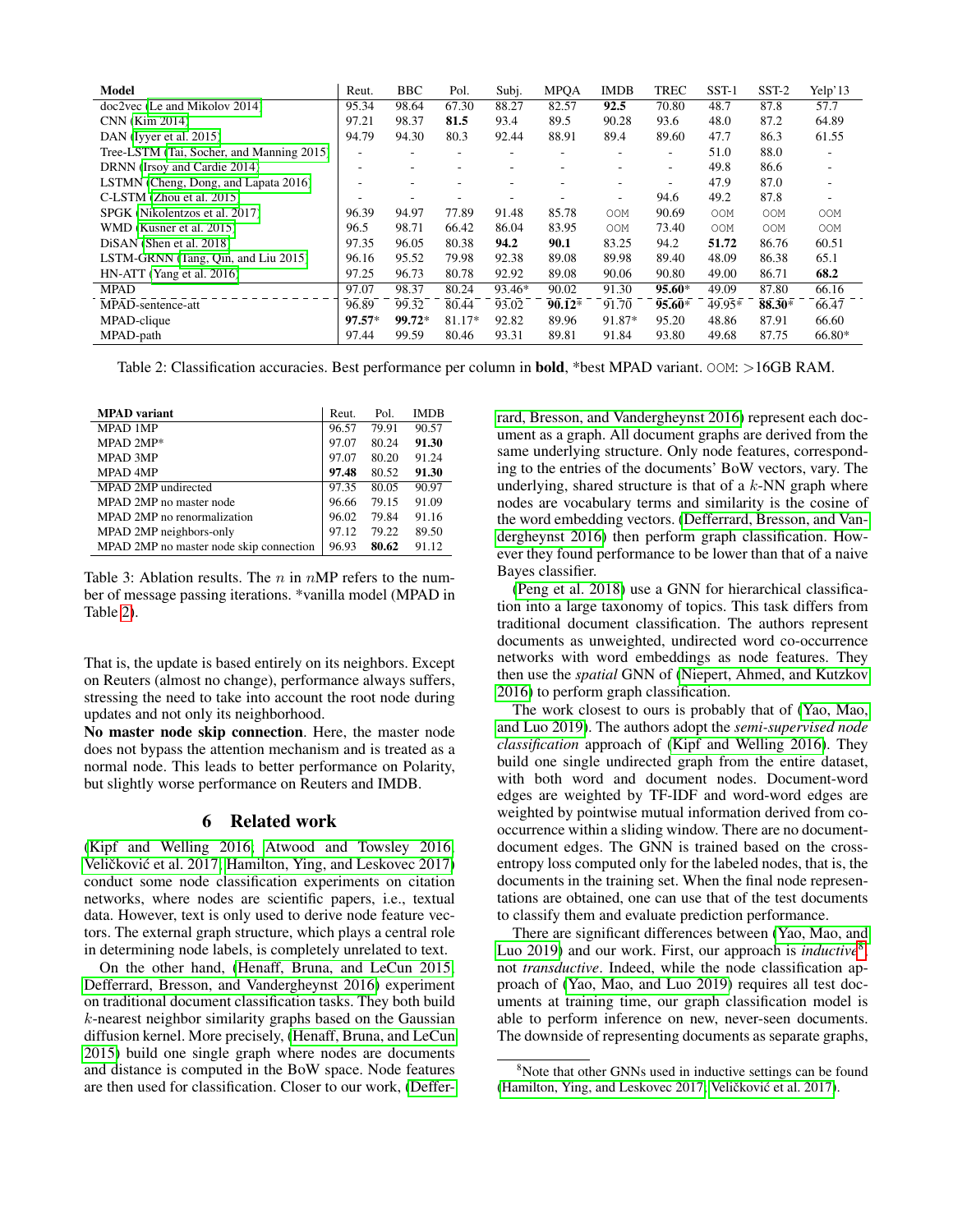| Model | Reut. | BBC | Pol. | Subj. | MPQA | IMDB | TREC | SST-1 | SST-2 | Yelp'13 |
|---|---|---|---|---|---|---|---|---|---|---|
| doc2vec (Le and Mikolov 2014) | 95.34 | 98.64 | 67.30 | 88.27 | 82.57 | **92.5** | 70.80 | 48.7 | 87.8 | 57.7 |
| CNN (Kim 2014) | 97.21 | 98.37 | **81.5** | 93.4 | 89.5 | 90.28 | 93.6 | 48.0 | 87.2 | 64.89 |
| DAN (Iyyer et al. 2015) | 94.79 | 94.30 | 80.3 | 92.44 | 88.91 | 89.4 | 89.60 | 47.7 | 86.3 | 61.55 |
| Tree-LSTM (Tai, Socher, and Manning 2015) | - | - | - | - | - | - | - | 51.0 | 88.0 | - |
| DRNN (Irsoy and Cardie 2014) | - | - | - | - | - | - | - | 49.8 | 86.6 | - |
| LSTMN (Cheng, Dong, and Lapata 2016) | - | - | - | - | - | - | - | 47.9 | 87.0 | - |
| C-LSTM (Zhou et al. 2015) | - | - | - | - | - | - | 94.6 | 49.2 | 87.8 | - |
| SPGK (Nikolentzos et al. 2017) | 96.39 | 94.97 | 77.89 | 91.48 | 85.78 | OOM | 90.69 | OOM | OOM | OOM |
| WMD (Kusner et al. 2015) | 96.5 | 98.71 | 66.42 | 86.04 | 83.95 | OOM | 73.40 | OOM | OOM | OOM |
| DiSAN (Shen et al. 2018) | 97.35 | 96.05 | 80.38 | **94.2** | **90.1** | 83.25 | 94.2 | **51.72** | 86.76 | 60.51 |
| LSTM-GRNN (Tang, Qin, and Liu 2015) | 96.16 | 95.52 | 79.98 | 92.38 | 89.08 | 89.98 | 89.40 | 48.09 | 86.38 | 65.1 |
| HN-ATT (Yang et al. 2016) | 97.25 | 96.73 | 80.78 | 92.92 | 89.08 | 90.06 | 90.80 | 49.00 | 86.71 | **68.2** |
| MPAD | 97.07 | 98.37 | 80.24 | 93.46* | 90.02 | 91.30 | **95.60***| 49.09 | 87.80 | 66.16 |
| MPAD-sentence-att | 96.89 | 99.32 | 80.44 | 93.02 | **90.12*** | 91.70 | **95.60*** | 49.95* | **88.30*** | 66.47 |
| MPAD-clique | **97.57*** | **99.72*** | 81.17* | 92.82 | 89.96 | 91.87* | 95.20 | 48.86 | 87.91 | 66.60 |
| MPAD-path | 97.44 | 99.59 | 80.46 | 93.31 | 89.81 | 91.84 | 93.80 | 49.68 | 87.75 | 66.80* |

Table 2: Classification accuracies. Best performance per column in **bold**, *best MPAD variant. OOM: >16GB RAM.

| MPAD variant | Reut. | Pol. | IMDB |
|---|---|---|---|
| MPAD 1MP | 96.57 | 79.91 | 90.57 |
| MPAD 2MP* | 97.07 | 80.24 | **91.30** |
| MPAD 3MP | 97.07 | 80.20 | 91.24 |
| MPAD 4MP | **97.48** | 80.52 | **91.30** |
| MPAD 2MP undirected | 97.35 | 80.05 | 90.97 |
| MPAD 2MP no master node | 96.66 | 79.15 | 91.09 |
| MPAD 2MP no renormalization | 96.02 | 79.84 | 91.16 |
| MPAD 2MP neighbors-only | 97.12 | 79.22 | 89.50 |
| MPAD 2MP no master node skip connection | 96.93 | **80.62** | 91.12 |

Table 3: Ablation results. The $n$ in $n$MP refers to the number of message passing iterations. *vanilla model (MPAD in Table 2).

That is, the update is based entirely on its neighbors. Except on Reuters (almost no change), performance always suffers, stressing the need to take into account the root node during updates and not only its neighborhood.

**No master node skip connection**. Here, the master node does not bypass the attention mechanism and is treated as a normal node. This leads to better performance on Polarity, but slightly worse performance on Reuters and IMDB.

## 6 Related work

(Kipf and Welling 2016; Atwood and Towsley 2016; Veličković et al. 2017; Hamilton, Ying, and Leskovec 2017) conduct some node classification experiments on citation networks, where nodes are scientific papers, i.e., textual data. However, text is only used to derive node feature vectors. The external graph structure, which plays a central role in determining node labels, is completely unrelated to text.

On the other hand, (Henaff, Bruna, and LeCun 2015; Defferrard, Bresson, and Vandergheynst 2016) experiment on traditional document classification tasks. They both build $k$-nearest neighbor similarity graphs based on the Gaussian diffusion kernel. More precisely, (Henaff, Bruna, and LeCun 2015) build one single graph where nodes are documents and distance is computed in the BoW space. Node features are then used for classification. Closer to our work, (Defferrard, Bresson, and Vandergheynst 2016) represent each document as a graph. All document graphs are derived from the same underlying structure. Only node features, corresponding to the entries of the documents' BoW vectors, vary. The underlying, shared structure is that of a $k$-NN graph where nodes are vocabulary terms and similarity is the cosine of the word embedding vectors. (Defferrard, Bresson, and Vandergheynst 2016) then perform graph classification. However they found performance to be lower than that of a naive Bayes classifier.

(Peng et al. 2018) use a GNN for hierarchical classification into a large taxonomy of topics. This task differs from traditional document classification. The authors represent documents as unweighted, undirected word co-occurrence networks with word embeddings as node features. They then use the *spatial* GNN of (Niepert, Ahmed, and Kutzkov 2016) to perform graph classification.

The work closest to ours is probably that of (Yao, Mao, and Luo 2019). The authors adopt the *semi-supervised node classification* approach of (Kipf and Welling 2016). They build one single undirected graph from the entire dataset, with both word and document nodes. Document-word edges are weighted by TF-IDF and word-word edges are weighted by pointwise mutual information derived from co-occurrence within a sliding window. There are no document-document edges. The GNN is trained based on the cross-entropy loss computed only for the labeled nodes, that is, the documents in the training set. When the final node representations are obtained, one can use that of the test documents to classify them and evaluate prediction performance.

There are significant differences between (Yao, Mao, and Luo 2019) and our work. First, our approach is *inductive*[8], not *transductive*. Indeed, while the node classification approach of (Yao, Mao, and Luo 2019) requires all test documents at training time, our graph classification model is able to perform inference on new, never-seen documents. The downside of representing documents as separate graphs,

[8] Note that other GNNs used in inductive settings can be found (Hamilton, Ying, and Leskovec 2017; Veličković et al. 2017).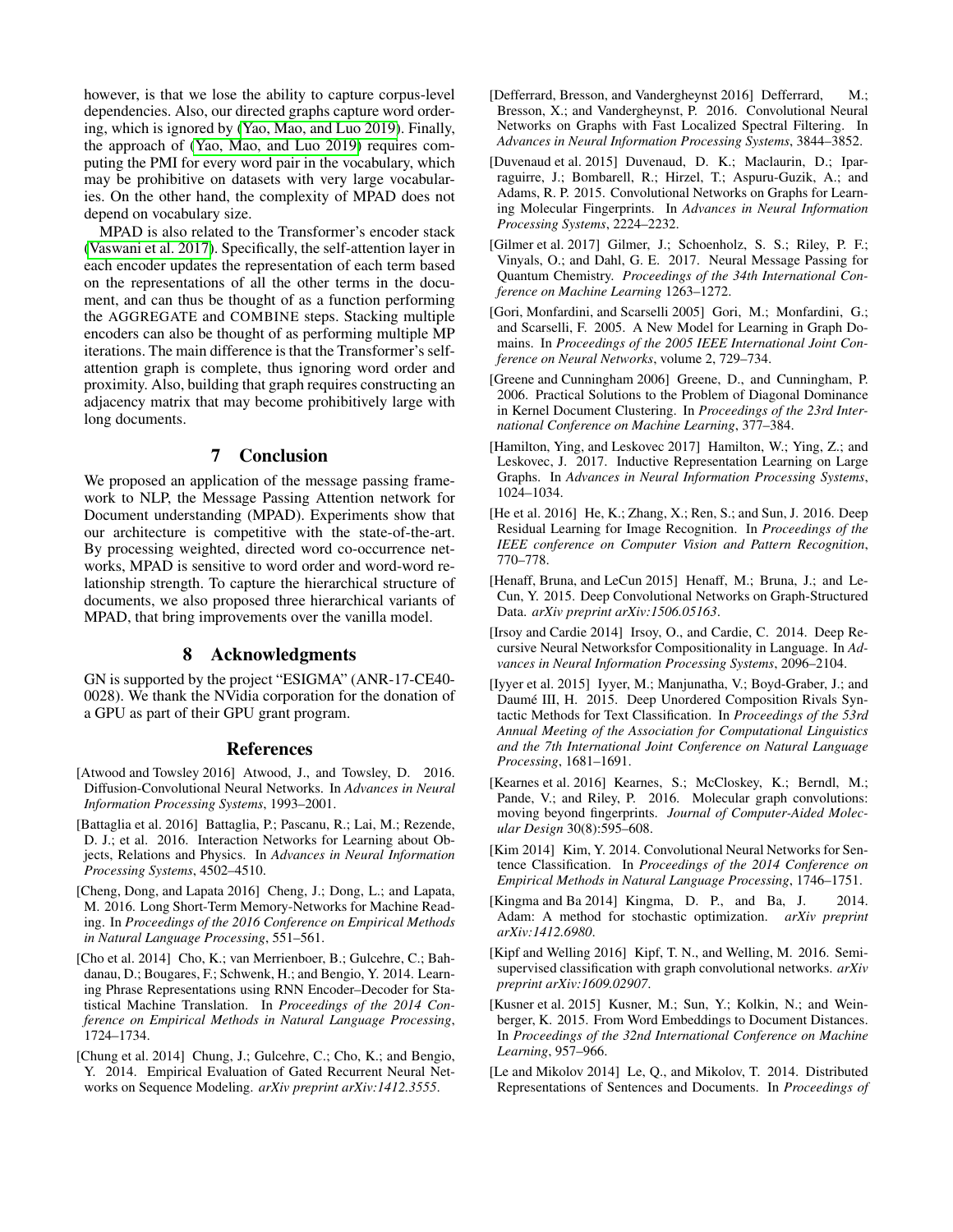however, is that we lose the ability to capture corpus-level dependencies. Also, our directed graphs capture word ordering, which is ignored by (Yao, Mao, and Luo 2019). Finally, the approach of (Yao, Mao, and Luo 2019) requires computing the PMI for every word pair in the vocabulary, which may be prohibitive on datasets with very large vocabularies. On the other hand, the complexity of MPAD does not depend on vocabulary size.

MPAD is also related to the Transformer's encoder stack (Vaswani et al. 2017). Specifically, the self-attention layer in each encoder updates the representation of each term based on the representations of all the other terms in the document, and can thus be thought of as a function performing the AGGREGATE and COMBINE steps. Stacking multiple encoders can also be thought of as performing multiple MP iterations. The main difference is that the Transformer's self-attention graph is complete, thus ignoring word order and proximity. Also, building that graph requires constructing an adjacency matrix that may become prohibitively large with long documents.

## 7 Conclusion

We proposed an application of the message passing framework to NLP, the Message Passing Attention network for Document understanding (MPAD). Experiments show that our architecture is competitive with the state-of-the-art. By processing weighted, directed word co-occurrence networks, MPAD is sensitive to word order and word-word relationship strength. To capture the hierarchical structure of documents, we also proposed three hierarchical variants of MPAD, that bring improvements over the vanilla model.

## 8 Acknowledgments

GN is supported by the project "ESIGMA" (ANR-17-CE40-0028). We thank the NVidia corporation for the donation of a GPU as part of their GPU grant program.

## References

[Atwood and Towsley 2016] Atwood, J., and Towsley, D. 2016. Diffusion-Convolutional Neural Networks. In *Advances in Neural Information Processing Systems*, 1993–2001.

[Battaglia et al. 2016] Battaglia, P.; Pascanu, R.; Lai, M.; Rezende, D. J.; et al. 2016. Interaction Networks for Learning about Objects, Relations and Physics. In *Advances in Neural Information Processing Systems*, 4502–4510.

[Cheng, Dong, and Lapata 2016] Cheng, J.; Dong, L.; and Lapata, M. 2016. Long Short-Term Memory-Networks for Machine Reading. In *Proceedings of the 2016 Conference on Empirical Methods in Natural Language Processing*, 551–561.

[Cho et al. 2014] Cho, K.; van Merrienboer, B.; Gulcehre, C.; Bahdanau, D.; Bougares, F.; Schwenk, H.; and Bengio, Y. 2014. Learning Phrase Representations using RNN Encoder–Decoder for Statistical Machine Translation. In *Proceedings of the 2014 Conference on Empirical Methods in Natural Language Processing*, 1724–1734.

[Chung et al. 2014] Chung, J.; Gulcehre, C.; Cho, K.; and Bengio, Y. 2014. Empirical Evaluation of Gated Recurrent Neural Networks on Sequence Modeling. *arXiv preprint arXiv:1412.3555*.

[Defferrard, Bresson, and Vandergheynst 2016] Defferrard, M.; Bresson, X.; and Vandergheynst, P. 2016. Convolutional Neural Networks on Graphs with Fast Localized Spectral Filtering. In *Advances in Neural Information Processing Systems*, 3844–3852.

[Duvenaud et al. 2015] Duvenaud, D. K.; Maclaurin, D.; Iparraguirre, J.; Bombarell, R.; Hirzel, T.; Aspuru-Guzik, A.; and Adams, R. P. 2015. Convolutional Networks on Graphs for Learning Molecular Fingerprints. In *Advances in Neural Information Processing Systems*, 2224–2232.

[Gilmer et al. 2017] Gilmer, J.; Schoenholz, S. S.; Riley, P. F.; Vinyals, O.; and Dahl, G. E. 2017. Neural Message Passing for Quantum Chemistry. *Proceedings of the 34th International Conference on Machine Learning* 1263–1272.

[Gori, Monfardini, and Scarselli 2005] Gori, M.; Monfardini, G.; and Scarselli, F. 2005. A New Model for Learning in Graph Domains. In *Proceedings of the 2005 IEEE International Joint Conference on Neural Networks*, volume 2, 729–734.

[Greene and Cunningham 2006] Greene, D., and Cunningham, P. 2006. Practical Solutions to the Problem of Diagonal Dominance in Kernel Document Clustering. In *Proceedings of the 23rd International Conference on Machine Learning*, 377–384.

[Hamilton, Ying, and Leskovec 2017] Hamilton, W.; Ying, Z.; and Leskovec, J. 2017. Inductive Representation Learning on Large Graphs. In *Advances in Neural Information Processing Systems*, 1024–1034.

[He et al. 2016] He, K.; Zhang, X.; Ren, S.; and Sun, J. 2016. Deep Residual Learning for Image Recognition. In *Proceedings of the IEEE conference on Computer Vision and Pattern Recognition*, 770–778.

[Henaff, Bruna, and LeCun 2015] Henaff, M.; Bruna, J.; and LeCun, Y. 2015. Deep Convolutional Networks on Graph-Structured Data. *arXiv preprint arXiv:1506.05163*.

[Irsoy and Cardie 2014] Irsoy, O., and Cardie, C. 2014. Deep Recursive Neural Networksfor Compositionality in Language. In *Advances in Neural Information Processing Systems*, 2096–2104.

[Iyyer et al. 2015] Iyyer, M.; Manjunatha, V.; Boyd-Graber, J.; and Daumé III, H. 2015. Deep Unordered Composition Rivals Syntactic Methods for Text Classification. In *Proceedings of the 53rd Annual Meeting of the Association for Computational Linguistics and the 7th International Joint Conference on Natural Language Processing*, 1681–1691.

[Kearnes et al. 2016] Kearnes, S.; McCloskey, K.; Berndl, M.; Pande, V.; and Riley, P. 2016. Molecular graph convolutions: moving beyond fingerprints. *Journal of Computer-Aided Molecular Design* 30(8):595–608.

[Kim 2014] Kim, Y. 2014. Convolutional Neural Networks for Sentence Classification. In *Proceedings of the 2014 Conference on Empirical Methods in Natural Language Processing*, 1746–1751.

[Kingma and Ba 2014] Kingma, D. P., and Ba, J. 2014. Adam: A method for stochastic optimization. *arXiv preprint arXiv:1412.6980*.

[Kipf and Welling 2016] Kipf, T. N., and Welling, M. 2016. Semi-supervised classification with graph convolutional networks. *arXiv preprint arXiv:1609.02907*.

[Kusner et al. 2015] Kusner, M.; Sun, Y.; Kolkin, N.; and Weinberger, K. 2015. From Word Embeddings to Document Distances. In *Proceedings of the 32nd International Conference on Machine Learning*, 957–966.

[Le and Mikolov 2014] Le, Q., and Mikolov, T. 2014. Distributed Representations of Sentences and Documents. In *Proceedings of*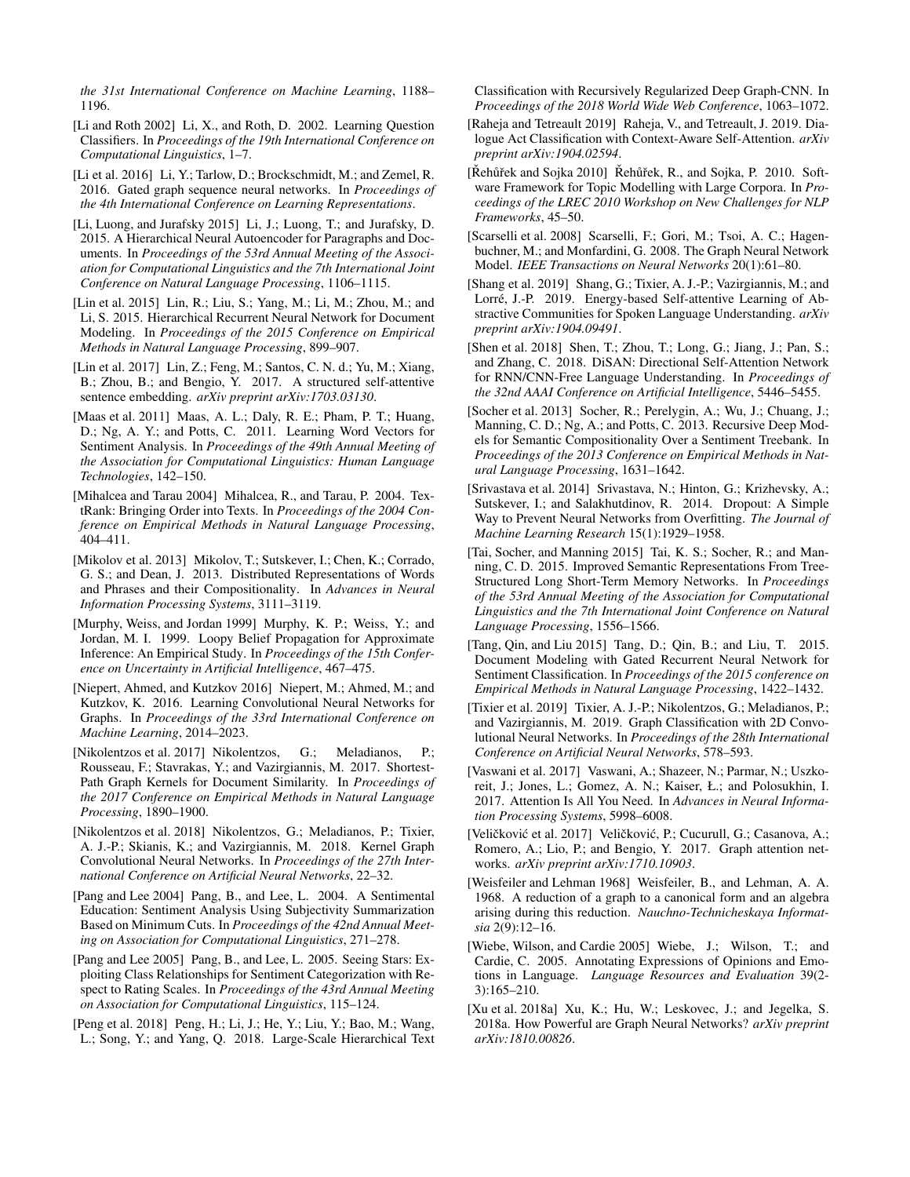*the 31st International Conference on Machine Learning*, 1188–1196.

[Li and Roth 2002] Li, X., and Roth, D. 2002. Learning Question Classifiers. In *Proceedings of the 19th International Conference on Computational Linguistics*, 1–7.

[Li et al. 2016] Li, Y.; Tarlow, D.; Brockschmidt, M.; and Zemel, R. 2016. Gated graph sequence neural networks. In *Proceedings of the 4th International Conference on Learning Representations*.

[Li, Luong, and Jurafsky 2015] Li, J.; Luong, T.; and Jurafsky, D. 2015. A Hierarchical Neural Autoencoder for Paragraphs and Documents. In *Proceedings of the 53rd Annual Meeting of the Association for Computational Linguistics and the 7th International Joint Conference on Natural Language Processing*, 1106–1115.

[Lin et al. 2015] Lin, R.; Liu, S.; Yang, M.; Li, M.; Zhou, M.; and Li, S. 2015. Hierarchical Recurrent Neural Network for Document Modeling. In *Proceedings of the 2015 Conference on Empirical Methods in Natural Language Processing*, 899–907.

[Lin et al. 2017] Lin, Z.; Feng, M.; Santos, C. N. d.; Yu, M.; Xiang, B.; Zhou, B.; and Bengio, Y. 2017. A structured self-attentive sentence embedding. *arXiv preprint arXiv:1703.03130*.

[Maas et al. 2011] Maas, A. L.; Daly, R. E.; Pham, P. T.; Huang, D.; Ng, A. Y.; and Potts, C. 2011. Learning Word Vectors for Sentiment Analysis. In *Proceedings of the 49th Annual Meeting of the Association for Computational Linguistics: Human Language Technologies*, 142–150.

[Mihalcea and Tarau 2004] Mihalcea, R., and Tarau, P. 2004. TextRank: Bringing Order into Texts. In *Proceedings of the 2004 Conference on Empirical Methods in Natural Language Processing*, 404–411.

[Mikolov et al. 2013] Mikolov, T.; Sutskever, I.; Chen, K.; Corrado, G. S.; and Dean, J. 2013. Distributed Representations of Words and Phrases and their Compositionality. In *Advances in Neural Information Processing Systems*, 3111–3119.

[Murphy, Weiss, and Jordan 1999] Murphy, K. P.; Weiss, Y.; and Jordan, M. I. 1999. Loopy Belief Propagation for Approximate Inference: An Empirical Study. In *Proceedings of the 15th Conference on Uncertainty in Artificial Intelligence*, 467–475.

[Niepert, Ahmed, and Kutzkov 2016] Niepert, M.; Ahmed, M.; and Kutzkov, K. 2016. Learning Convolutional Neural Networks for Graphs. In *Proceedings of the 33rd International Conference on Machine Learning*, 2014–2023.

[Nikolentzos et al. 2017] Nikolentzos, G.; Meladianos, P.; Rousseau, F.; Stavrakas, Y.; and Vazirgiannis, M. 2017. Shortest-Path Graph Kernels for Document Similarity. In *Proceedings of the 2017 Conference on Empirical Methods in Natural Language Processing*, 1890–1900.

[Nikolentzos et al. 2018] Nikolentzos, G.; Meladianos, P.; Tixier, A. J.-P.; Skianis, K.; and Vazirgiannis, M. 2018. Kernel Graph Convolutional Neural Networks. In *Proceedings of the 27th International Conference on Artificial Neural Networks*, 22–32.

[Pang and Lee 2004] Pang, B., and Lee, L. 2004. A Sentimental Education: Sentiment Analysis Using Subjectivity Summarization Based on Minimum Cuts. In *Proceedings of the 42nd Annual Meeting on Association for Computational Linguistics*, 271–278.

[Pang and Lee 2005] Pang, B., and Lee, L. 2005. Seeing Stars: Exploiting Class Relationships for Sentiment Categorization with Respect to Rating Scales. In *Proceedings of the 43rd Annual Meeting on Association for Computational Linguistics*, 115–124.

[Peng et al. 2018] Peng, H.; Li, J.; He, Y.; Liu, Y.; Bao, M.; Wang, L.; Song, Y.; and Yang, Q. 2018. Large-Scale Hierarchical Text Classification with Recursively Regularized Deep Graph-CNN. In *Proceedings of the 2018 World Wide Web Conference*, 1063–1072.

[Raheja and Tetreault 2019] Raheja, V., and Tetreault, J. 2019. Dialogue Act Classification with Context-Aware Self-Attention. *arXiv preprint arXiv:1904.02594*.

[Řehůřek and Sojka 2010] Řehůřek, R., and Sojka, P. 2010. Software Framework for Topic Modelling with Large Corpora. In *Proceedings of the LREC 2010 Workshop on New Challenges for NLP Frameworks*, 45–50.

[Scarselli et al. 2008] Scarselli, F.; Gori, M.; Tsoi, A. C.; Hagenbuchner, M.; and Monfardini, G. 2008. The Graph Neural Network Model. *IEEE Transactions on Neural Networks* 20(1):61–80.

[Shang et al. 2019] Shang, G.; Tixier, A. J.-P.; Vazirgiannis, M.; and Lorré, J.-P. 2019. Energy-based Self-attentive Learning of Abstractive Communities for Spoken Language Understanding. *arXiv preprint arXiv:1904.09491*.

[Shen et al. 2018] Shen, T.; Zhou, T.; Long, G.; Jiang, J.; Pan, S.; and Zhang, C. 2018. DiSAN: Directional Self-Attention Network for RNN/CNN-Free Language Understanding. In *Proceedings of the 32nd AAAI Conference on Artificial Intelligence*, 5446–5455.

[Socher et al. 2013] Socher, R.; Perelygin, A.; Wu, J.; Chuang, J.; Manning, C. D.; Ng, A.; and Potts, C. 2013. Recursive Deep Models for Semantic Compositionality Over a Sentiment Treebank. In *Proceedings of the 2013 Conference on Empirical Methods in Natural Language Processing*, 1631–1642.

[Srivastava et al. 2014] Srivastava, N.; Hinton, G.; Krizhevsky, A.; Sutskever, I.; and Salakhutdinov, R. 2014. Dropout: A Simple Way to Prevent Neural Networks from Overfitting. *The Journal of Machine Learning Research* 15(1):1929–1958.

[Tai, Socher, and Manning 2015] Tai, K. S.; Socher, R.; and Manning, C. D. 2015. Improved Semantic Representations From Tree-Structured Long Short-Term Memory Networks. In *Proceedings of the 53rd Annual Meeting of the Association for Computational Linguistics and the 7th International Joint Conference on Natural Language Processing*, 1556–1566.

[Tang, Qin, and Liu 2015] Tang, D.; Qin, B.; and Liu, T. 2015. Document Modeling with Gated Recurrent Neural Network for Sentiment Classification. In *Proceedings of the 2015 conference on Empirical Methods in Natural Language Processing*, 1422–1432.

[Tixier et al. 2019] Tixier, A. J.-P.; Nikolentzos, G.; Meladianos, P.; and Vazirgiannis, M. 2019. Graph Classification with 2D Convolutional Neural Networks. In *Proceedings of the 28th International Conference on Artificial Neural Networks*, 578–593.

[Vaswani et al. 2017] Vaswani, A.; Shazeer, N.; Parmar, N.; Uszkoreit, J.; Jones, L.; Gomez, A. N.; Kaiser, Ł.; and Polosukhin, I. 2017. Attention Is All You Need. In *Advances in Neural Information Processing Systems*, 5998–6008.

[Veličković et al. 2017] Veličković, P.; Cucurull, G.; Casanova, A.; Romero, A.; Lio, P.; and Bengio, Y. 2017. Graph attention networks. *arXiv preprint arXiv:1710.10903*.

[Weisfeiler and Lehman 1968] Weisfeiler, B., and Lehman, A. A. 1968. A reduction of a graph to a canonical form and an algebra arising during this reduction. *Nauchno-Technicheskaya Informatsia* 2(9):12–16.

[Wiebe, Wilson, and Cardie 2005] Wiebe, J.; Wilson, T.; and Cardie, C. 2005. Annotating Expressions of Opinions and Emotions in Language. *Language Resources and Evaluation* 39(2-3):165–210.

[Xu et al. 2018a] Xu, K.; Hu, W.; Leskovec, J.; and Jegelka, S. 2018a. How Powerful are Graph Neural Networks? *arXiv preprint arXiv:1810.00826*.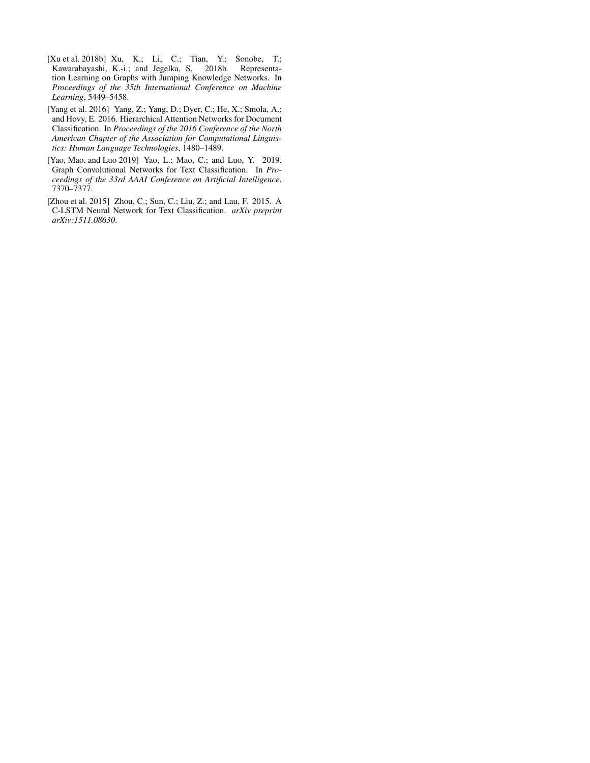[Xu et al. 2018b] Xu, K.; Li, C.; Tian, Y.; Sonobe, T.; Kawarabayashi, K.-i.; and Jegelka, S. 2018b. Representation Learning on Graphs with Jumping Knowledge Networks. In *Proceedings of the 35th International Conference on Machine Learning*, 5449–5458.

[Yang et al. 2016] Yang, Z.; Yang, D.; Dyer, C.; He, X.; Smola, A.; and Hovy, E. 2016. Hierarchical Attention Networks for Document Classification. In *Proceedings of the 2016 Conference of the North American Chapter of the Association for Computational Linguistics: Human Language Technologies*, 1480–1489.

[Yao, Mao, and Luo 2019] Yao, L.; Mao, C.; and Luo, Y. 2019. Graph Convolutional Networks for Text Classification. In *Proceedings of the 33rd AAAI Conference on Artificial Intelligence*, 7370–7377.

[Zhou et al. 2015] Zhou, C.; Sun, C.; Liu, Z.; and Lau, F. 2015. A C-LSTM Neural Network for Text Classification. *arXiv preprint arXiv:1511.08630*.